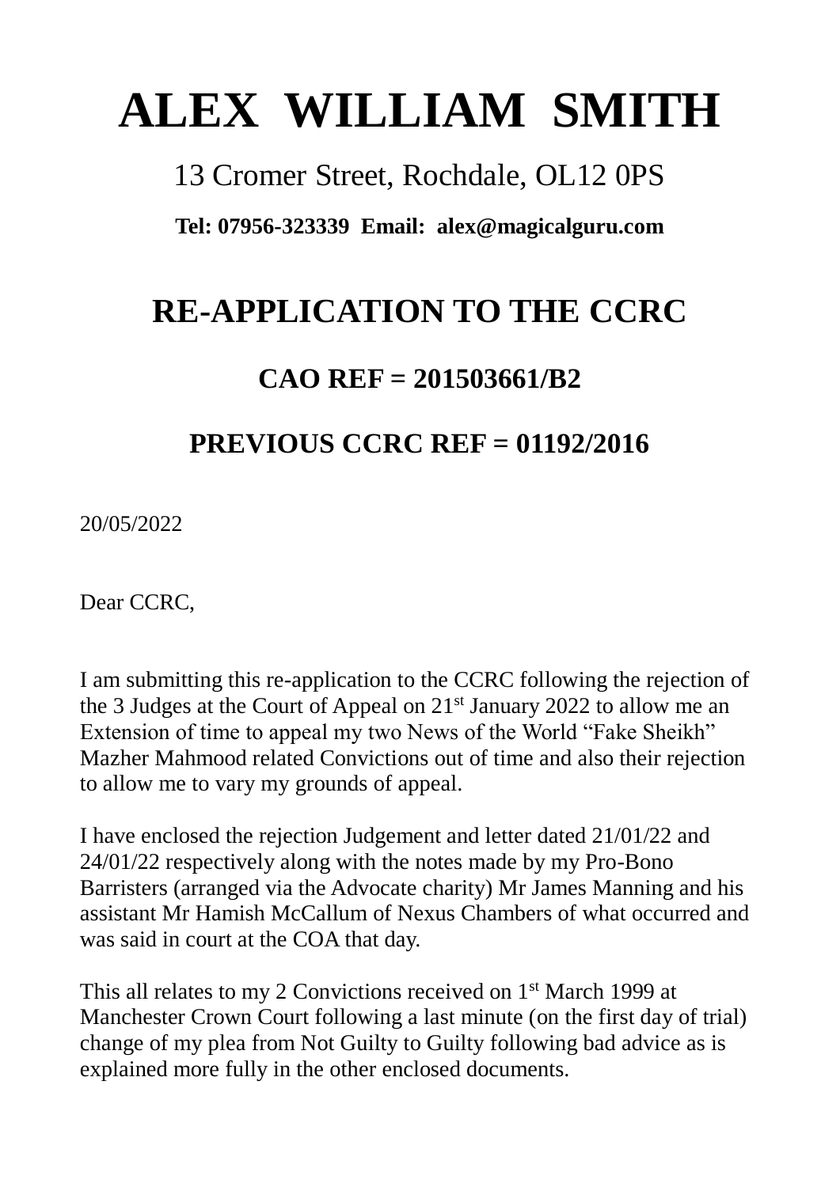# ALEX WILLIAM SMITH

13 Cromer Street, Rochdale, OL12 0PS

**Tel: 07956-323339 Email: alex@magicalguru.com**

## RE-APPLICATION TO THE CCRC

### CAO REF = 201503661/B2

### PREVIOUS CCRC REF = 01192/2016

20/05/2022

Dear CCRC,

I am submitting this re-application to the CCRC following the rejection of the 3 Judges at the Court of Appeal on 21st January 2022 to allow me an Extension of time to appeal my two News of the World "Fake Sheikh" Mazher Mahmood related Convictions out of time and also their rejection to allow me to vary my grounds of appeal.

I have enclosed the rejection Judgement and letter dated 21/01/22 and 24/01/22 respectively along with the notes made by my Pro-Bono Barristers (arranged via the Advocate charity) Mr James Manning and his assistant Mr Hamish McCallum of Nexus Chambers of what occurred and was said in court at the COA that day.

This all relates to my 2 Convictions received on 1st March 1999 at Manchester Crown Court following a last minute (on the first day of trial) change of my plea from Not Guilty to Guilty following bad advice as is explained more fully in the other enclosed documents.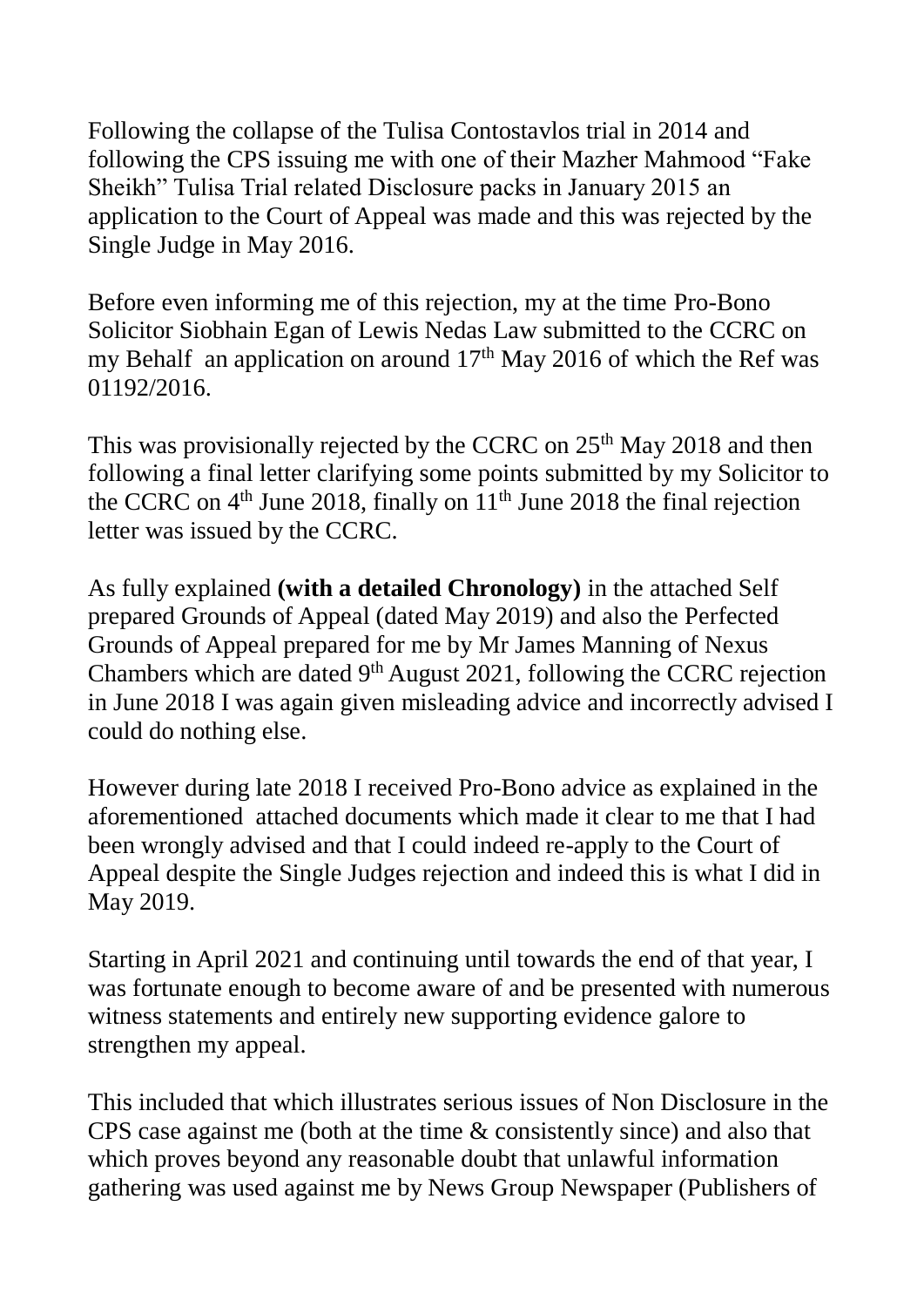Following the collapse of the Tulisa Contostavlos trial in 2014 and following the CPS issuing me with one of their Mazher Mahmood "Fake Sheikh" Tulisa Trial related Disclosure packs in January 2015 an application to the Court of Appeal was made and this was rejected by the Single Judge in May 2016.

Before even informing me of this rejection, my at the time Pro-Bono Solicitor Siobhain Egan of Lewis Nedas Law submitted to the CCRC on my Behalf an application on around 17th May 2016 of which the Ref was 01192/2016.

This was provisionally rejected by the CCRC on 25th May 2018 and then following a final letter clarifying some points submitted by my Solicitor to the CCRC on 4th June 2018, finally on 11th June 2018 the final rejection letter was issued by the CCRC.

As fully explained **(with a detailed Chronology)** in the attached Self prepared Grounds of Appeal (dated May 2019) and also the Perfected Grounds of Appeal prepared for me by Mr James Manning of Nexus Chambers which are dated 9th August 2021, following the CCRC rejection in June 2018 I was again given misleading advice and incorrectly advised I could do nothing else.

However during late 2018 I received Pro-Bono advice as explained in the aforementioned attached documents which made it clear to me that I had been wrongly advised and that I could indeed re-apply to the Court of Appeal despite the Single Judges rejection and indeed this is what I did in May 2019.

Starting in April 2021 and continuing until towards the end of that year, I was fortunate enough to become aware of and be presented with numerous witness statements and entirely new supporting evidence galore to strengthen my appeal.

This included that which illustrates serious issues of Non Disclosure in the CPS case against me (both at the time & consistently since) and also that which proves beyond any reasonable doubt that unlawful information gathering was used against me by News Group Newspaper (Publishers of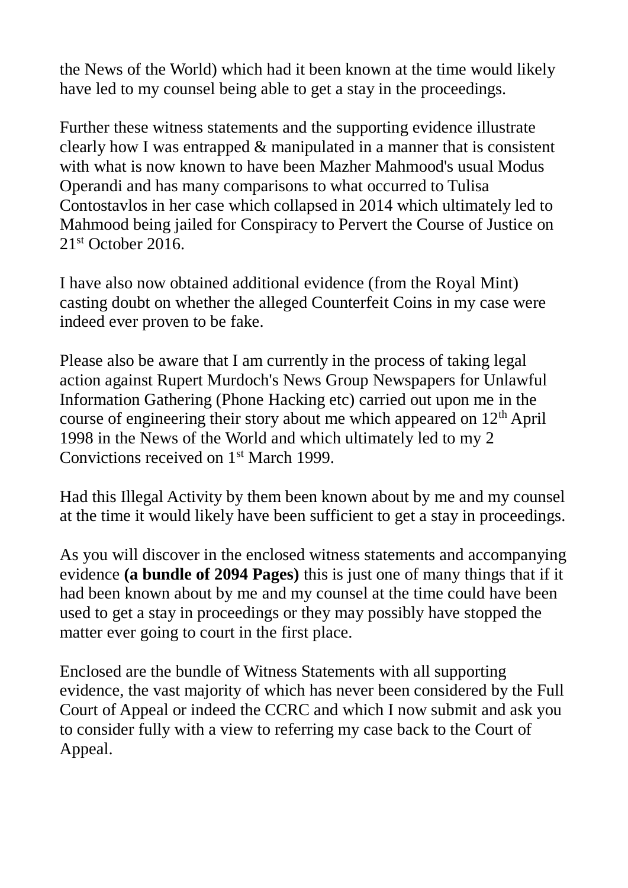the News of the World) which had it been known at the time would likely have led to my counsel being able to get a stay in the proceedings.

Further these witness statements and the supporting evidence illustrate clearly how I was entrapped & manipulated in a manner that is consistent with what is now known to have been Mazher Mahmood's usual Modus Operandi and has many comparisons to what occurred to Tulisa Contostavlos in her case which collapsed in 2014 which ultimately led to Mahmood being jailed for Conspiracy to Pervert the Course of Justice on 21st October 2016.

I have also now obtained additional evidence (from the Royal Mint) casting doubt on whether the alleged Counterfeit Coins in my case were indeed ever proven to be fake.

Please also be aware that I am currently in the process of taking legal action against Rupert Murdoch's News Group Newspapers for Unlawful Information Gathering (Phone Hacking etc) carried out upon me in the course of engineering their story about me which appeared on 12th April 1998 in the News of the World and which ultimately led to my 2 Convictions received on 1st March 1999.

Had this Illegal Activity by them been known about by me and my counsel at the time it would likely have been sufficient to get a stay in proceedings.

As you will discover in the enclosed witness statements and accompanying evidence **(a bundle of 2094 Pages)** this is just one of many things that if it had been known about by me and my counsel at the time could have been used to get a stay in proceedings or they may possibly have stopped the matter ever going to court in the first place.

Enclosed are the bundle of Witness Statements with all supporting evidence, the vast majority of which has never been considered by the Full Court of Appeal or indeed the CCRC and which I now submit and ask you to consider fully with a view to referring my case back to the Court of Appeal.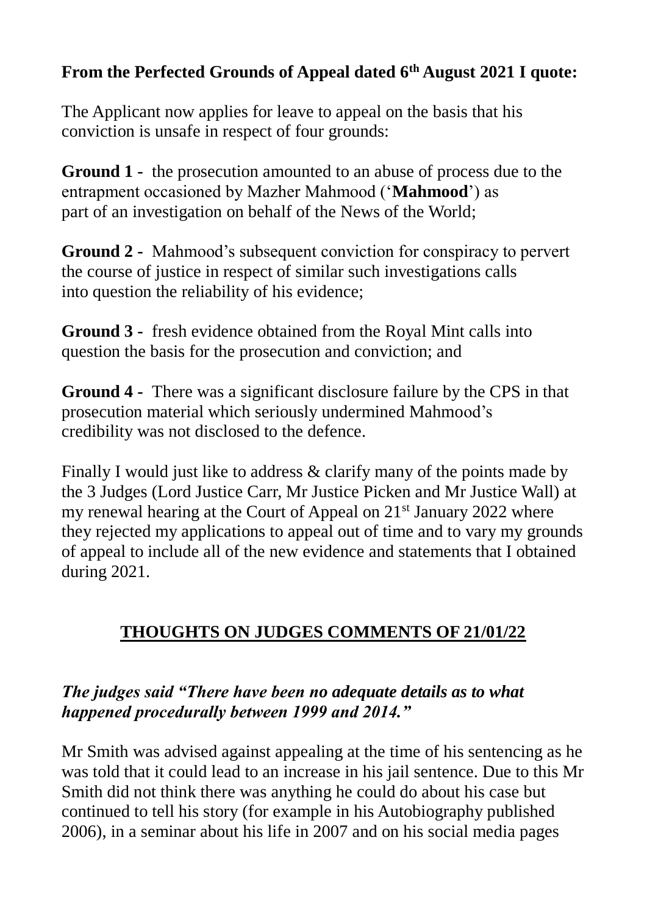**From the Perfected Grounds of Appeal dated 6th August 2021 I quote:**

The Applicant now applies for leave to appeal on the basis that his conviction is unsafe in respect of four grounds:

**Ground 1 -** the prosecution amounted to an abuse of process due to the entrapment occasioned by Mazher Mahmood ('**Mahmood**') as part of an investigation on behalf of the News of the World;

**Ground 2 -** Mahmood's subsequent conviction for conspiracy to pervert the course of justice in respect of similar such investigations calls into question the reliability of his evidence;

**Ground 3 -** fresh evidence obtained from the Royal Mint calls into question the basis for the prosecution and conviction; and

**Ground 4 -** There was a significant disclosure failure by the CPS in that prosecution material which seriously undermined Mahmood's credibility was not disclosed to the defence.

Finally I would just like to address & clarify many of the points made by the 3 Judges (Lord Justice Carr, Mr Justice Picken and Mr Justice Wall) at my renewal hearing at the Court of Appeal on 21st January 2022 where they rejected my applications to appeal out of time and to vary my grounds of appeal to include all of the new evidence and statements that I obtained during 2021.

## THOUGHTS ON JUDGES COMMENTS OF 21/01/22

***The judges said "There have been no adequate details as to what happened procedurally between 1999 and 2014."***

Mr Smith was advised against appealing at the time of his sentencing as he was told that it could lead to an increase in his jail sentence. Due to this Mr Smith did not think there was anything he could do about his case but continued to tell his story (for example in his Autobiography published 2006), in a seminar about his life in 2007 and on his social media pages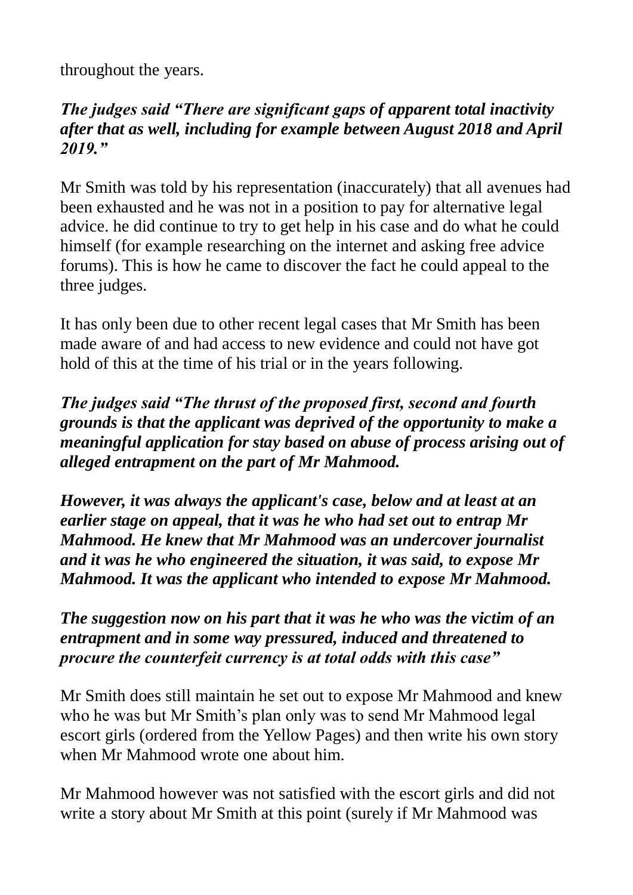throughout the years.

***The judges said "There are significant gaps of apparent total inactivity after that as well, including for example between August 2018 and April 2019."***

Mr Smith was told by his representation (inaccurately) that all avenues had been exhausted and he was not in a position to pay for alternative legal advice. he did continue to try to get help in his case and do what he could himself (for example researching on the internet and asking free advice forums). This is how he came to discover the fact he could appeal to the three judges.

It has only been due to other recent legal cases that Mr Smith has been made aware of and had access to new evidence and could not have got hold of this at the time of his trial or in the years following.

***The judges said "The thrust of the proposed first, second and fourth grounds is that the applicant was deprived of the opportunity to make a meaningful application for stay based on abuse of process arising out of alleged entrapment on the part of Mr Mahmood.***

***However, it was always the applicant's case, below and at least at an earlier stage on appeal, that it was he who had set out to entrap Mr Mahmood. He knew that Mr Mahmood was an undercover journalist and it was he who engineered the situation, it was said, to expose Mr Mahmood. It was the applicant who intended to expose Mr Mahmood.***

***The suggestion now on his part that it was he who was the victim of an entrapment and in some way pressured, induced and threatened to procure the counterfeit currency is at total odds with this case"***

Mr Smith does still maintain he set out to expose Mr Mahmood and knew who he was but Mr Smith's plan only was to send Mr Mahmood legal escort girls (ordered from the Yellow Pages) and then write his own story when Mr Mahmood wrote one about him.

Mr Mahmood however was not satisfied with the escort girls and did not write a story about Mr Smith at this point (surely if Mr Mahmood was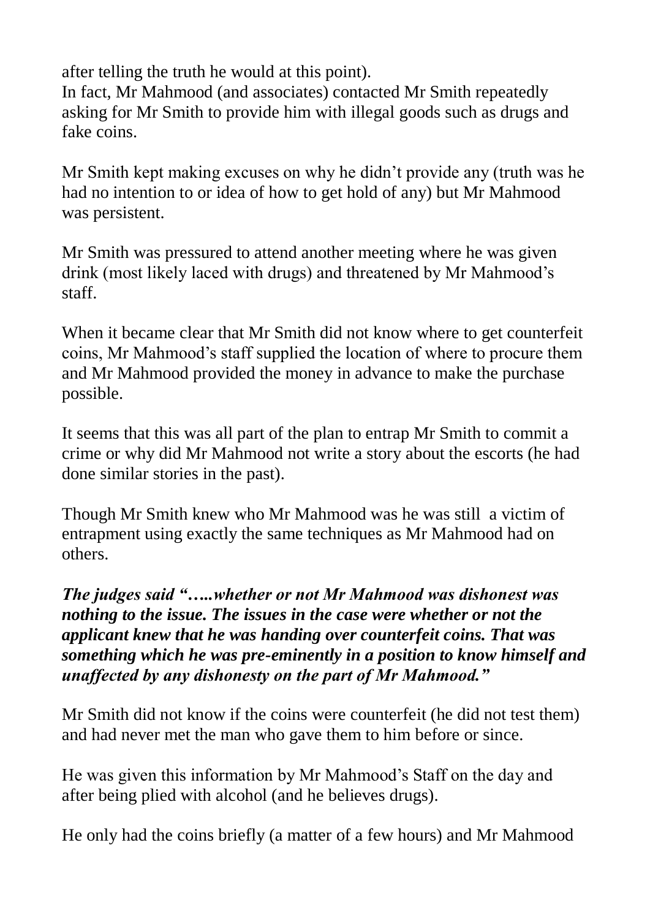after telling the truth he would at this point).
In fact, Mr Mahmood (and associates) contacted Mr Smith repeatedly asking for Mr Smith to provide him with illegal goods such as drugs and fake coins.

Mr Smith kept making excuses on why he didn't provide any (truth was he had no intention to or idea of how to get hold of any) but Mr Mahmood was persistent.

Mr Smith was pressured to attend another meeting where he was given drink (most likely laced with drugs) and threatened by Mr Mahmood's staff.

When it became clear that Mr Smith did not know where to get counterfeit coins, Mr Mahmood's staff supplied the location of where to procure them and Mr Mahmood provided the money in advance to make the purchase possible.

It seems that this was all part of the plan to entrap Mr Smith to commit a crime or why did Mr Mahmood not write a story about the escorts (he had done similar stories in the past).

Though Mr Smith knew who Mr Mahmood was he was still a victim of entrapment using exactly the same techniques as Mr Mahmood had on others.

***The judges said "…..whether or not Mr Mahmood was dishonest was nothing to the issue. The issues in the case were whether or not the applicant knew that he was handing over counterfeit coins. That was something which he was pre-eminently in a position to know himself and unaffected by any dishonesty on the part of Mr Mahmood."***

Mr Smith did not know if the coins were counterfeit (he did not test them) and had never met the man who gave them to him before or since.

He was given this information by Mr Mahmood's Staff on the day and after being plied with alcohol (and he believes drugs).

He only had the coins briefly (a matter of a few hours) and Mr Mahmood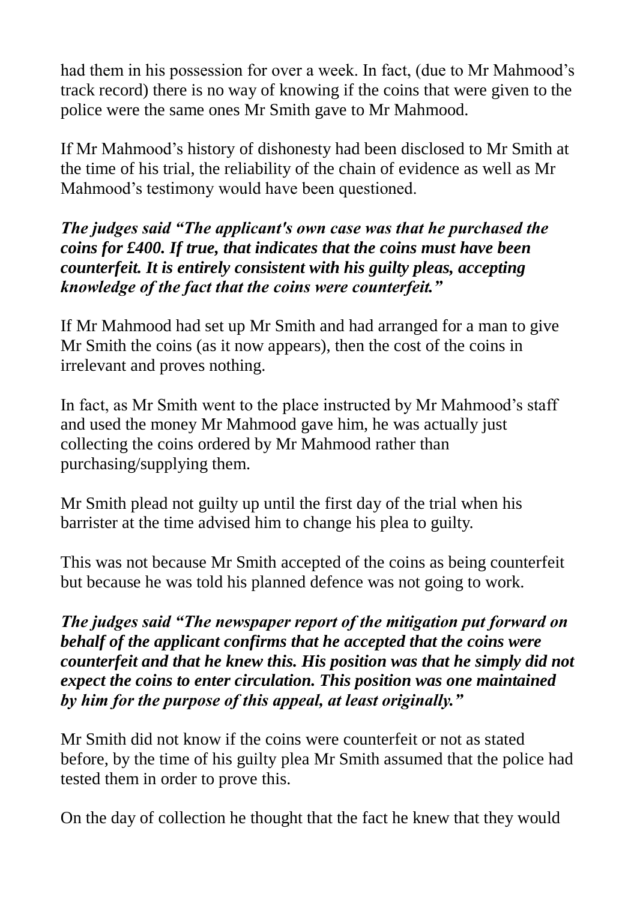had them in his possession for over a week. In fact, (due to Mr Mahmood's track record) there is no way of knowing if the coins that were given to the police were the same ones Mr Smith gave to Mr Mahmood.

If Mr Mahmood's history of dishonesty had been disclosed to Mr Smith at the time of his trial, the reliability of the chain of evidence as well as Mr Mahmood's testimony would have been questioned.

***The judges said "The applicant's own case was that he purchased the coins for £400. If true, that indicates that the coins must have been counterfeit. It is entirely consistent with his guilty pleas, accepting knowledge of the fact that the coins were counterfeit."***

If Mr Mahmood had set up Mr Smith and had arranged for a man to give Mr Smith the coins (as it now appears), then the cost of the coins in irrelevant and proves nothing.

In fact, as Mr Smith went to the place instructed by Mr Mahmood's staff and used the money Mr Mahmood gave him, he was actually just collecting the coins ordered by Mr Mahmood rather than purchasing/supplying them.

Mr Smith plead not guilty up until the first day of the trial when his barrister at the time advised him to change his plea to guilty.

This was not because Mr Smith accepted of the coins as being counterfeit but because he was told his planned defence was not going to work.

***The judges said "The newspaper report of the mitigation put forward on behalf of the applicant confirms that he accepted that the coins were counterfeit and that he knew this. His position was that he simply did not expect the coins to enter circulation. This position was one maintained by him for the purpose of this appeal, at least originally."***

Mr Smith did not know if the coins were counterfeit or not as stated before, by the time of his guilty plea Mr Smith assumed that the police had tested them in order to prove this.

On the day of collection he thought that the fact he knew that they would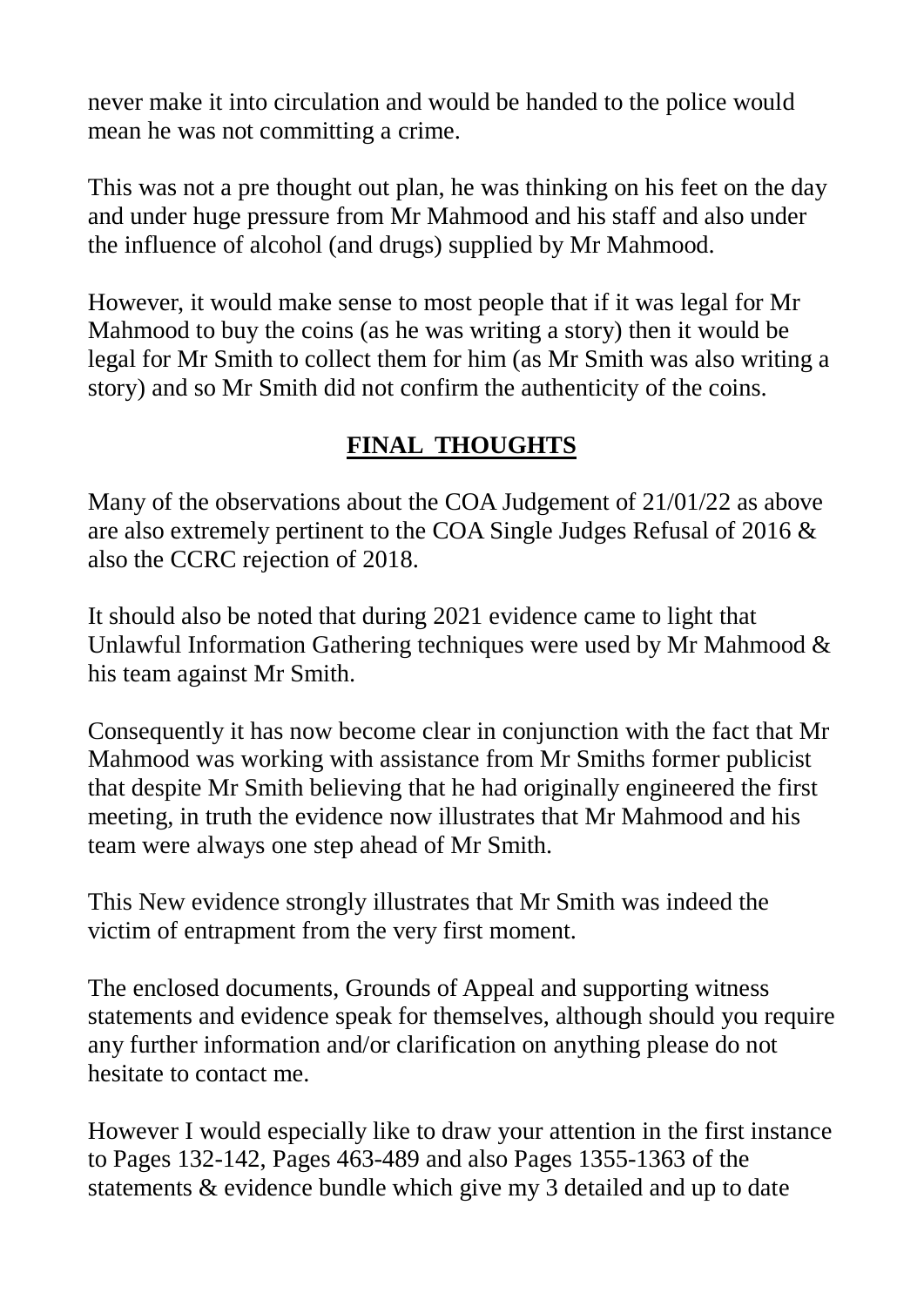never make it into circulation and would be handed to the police would mean he was not committing a crime.

This was not a pre thought out plan, he was thinking on his feet on the day and under huge pressure from Mr Mahmood and his staff and also under the influence of alcohol (and drugs) supplied by Mr Mahmood.

However, it would make sense to most people that if it was legal for Mr Mahmood to buy the coins (as he was writing a story) then it would be legal for Mr Smith to collect them for him (as Mr Smith was also writing a story) and so Mr Smith did not confirm the authenticity of the coins.

## **FINAL THOUGHTS**

Many of the observations about the COA Judgement of 21/01/22 as above are also extremely pertinent to the COA Single Judges Refusal of 2016 & also the CCRC rejection of 2018.

It should also be noted that during 2021 evidence came to light that Unlawful Information Gathering techniques were used by Mr Mahmood & his team against Mr Smith.

Consequently it has now become clear in conjunction with the fact that Mr Mahmood was working with assistance from Mr Smiths former publicist that despite Mr Smith believing that he had originally engineered the first meeting, in truth the evidence now illustrates that Mr Mahmood and his team were always one step ahead of Mr Smith.

This New evidence strongly illustrates that Mr Smith was indeed the victim of entrapment from the very first moment.

The enclosed documents, Grounds of Appeal and supporting witness statements and evidence speak for themselves, although should you require any further information and/or clarification on anything please do not hesitate to contact me.

However I would especially like to draw your attention in the first instance to Pages 132-142, Pages 463-489 and also Pages 1355-1363 of the statements & evidence bundle which give my 3 detailed and up to date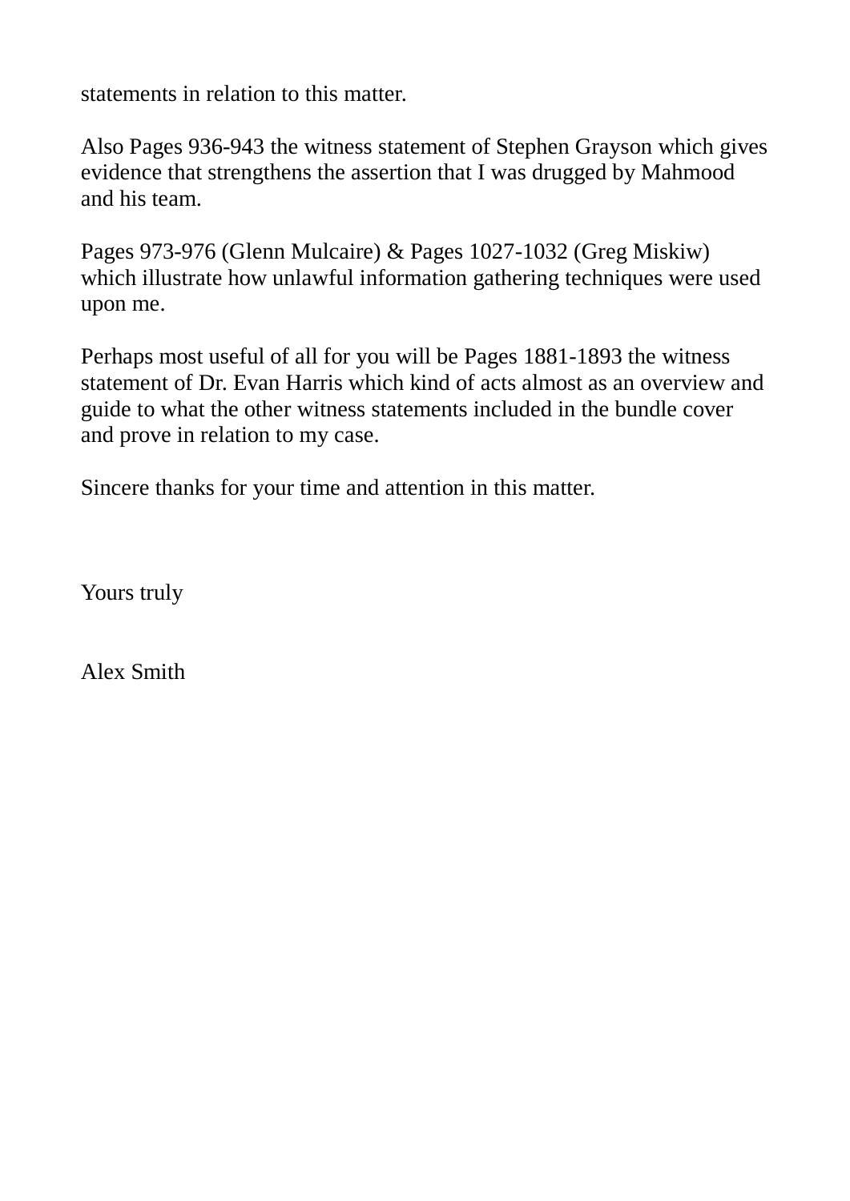statements in relation to this matter.

Also Pages 936-943 the witness statement of Stephen Grayson which gives evidence that strengthens the assertion that I was drugged by Mahmood and his team.

Pages 973-976 (Glenn Mulcaire) & Pages 1027-1032 (Greg Miskiw) which illustrate how unlawful information gathering techniques were used upon me.

Perhaps most useful of all for you will be Pages 1881-1893 the witness statement of Dr. Evan Harris which kind of acts almost as an overview and guide to what the other witness statements included in the bundle cover and prove in relation to my case.

Sincere thanks for your time and attention in this matter.

Yours truly

Alex Smith